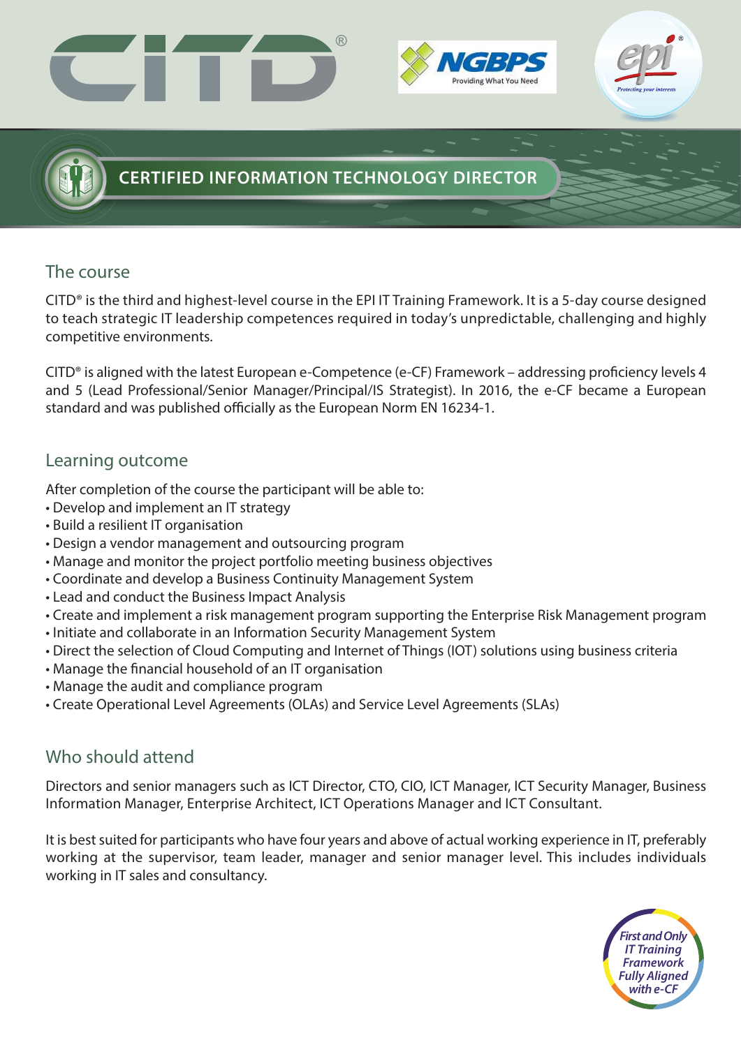# CERTIFIED INFORMATION TECHNOLOGY DIRECTOR

## The course

CITD® is the third and highest-level course in the EPI IT Training Framework. It is a 5-day course designed to teach strategic IT leadership competences required in today's unpredictable, challenging and highly competitive environments.

CITD® is aligned with the latest European e-Competence (e-CF) Framework – addressing proficiency levels 4 and 5 (Lead Professional/Senior Manager/Principal/IS Strategist). In 2016, the e-CF became a European standard and was published officially as the European Norm EN 16234-1.

## Learning outcome

After completion of the course the participant will be able to:

- Develop and implement an IT strategy
- Build a resilient IT organisation
- Design a vendor management and outsourcing program
- Manage and monitor the project portfolio meeting business objectives
- Coordinate and develop a Business Continuity Management System
- Lead and conduct the Business Impact Analysis
- Create and implement a risk management program supporting the Enterprise Risk Management program
- Initiate and collaborate in an Information Security Management System
- Direct the selection of Cloud Computing and Internet of Things (IOT) solutions using business criteria
- Manage the financial household of an IT organisation
- Manage the audit and compliance program
- Create Operational Level Agreements (OLAs) and Service Level Agreements (SLAs)

## Who should attend

Directors and senior managers such as ICT Director, CTO, CIO, ICT Manager, ICT Security Manager, Business Information Manager, Enterprise Architect, ICT Operations Manager and ICT Consultant.

It is best suited for participants who have four years and above of actual working experience in IT, preferably working at the supervisor, team leader, manager and senior manager level. This includes individuals working in IT sales and consultancy.

*First and Only IT Training Framework Fully Aligned with e-CF*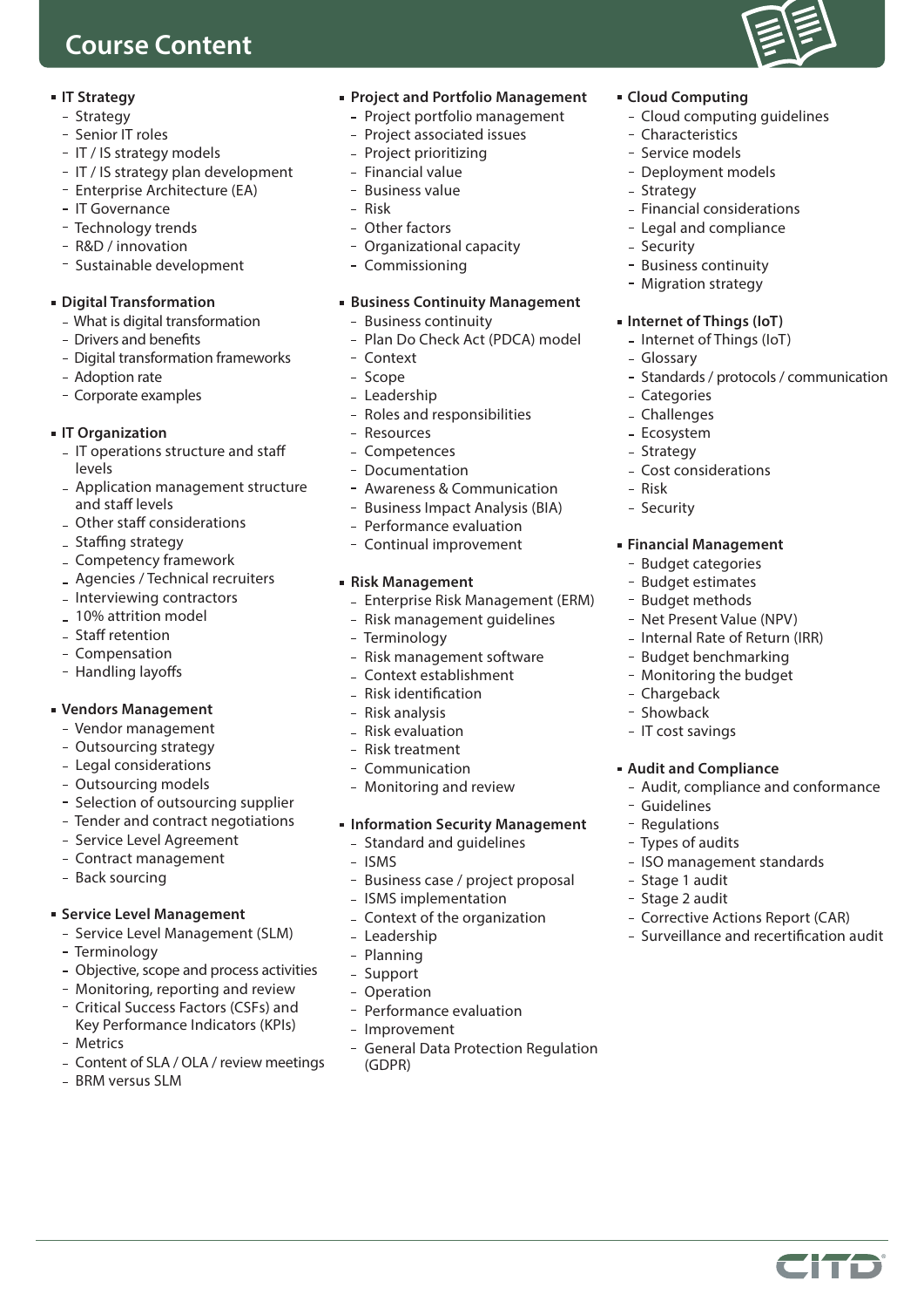# Course Content

- **IT Strategy**
  - Strategy
  - Senior IT roles
  - IT / IS strategy models
  - IT / IS strategy plan development
  - Enterprise Architecture (EA)
  - IT Governance
  - Technology trends
  - R&D / innovation
  - Sustainable development

- **Digital Transformation**
  - What is digital transformation
  - Drivers and benefits
  - Digital transformation frameworks
  - Adoption rate
  - Corporate examples

- **IT Organization**
  - IT operations structure and staff levels
  - Application management structure and staff levels
  - Other staff considerations
  - Staffing strategy
  - Competency framework
  - Agencies / Technical recruiters
  - Interviewing contractors
  - 10% attrition model
  - Staff retention
  - Compensation
  - Handling layoffs

- **Vendors Management**
  - Vendor management
  - Outsourcing strategy
  - Legal considerations
  - Outsourcing models
  - Selection of outsourcing supplier
  - Tender and contract negotiations
  - Service Level Agreement
  - Contract management
  - Back sourcing

- **Service Level Management**
  - Service Level Management (SLM)
  - Terminology
  - Objective, scope and process activities
  - Monitoring, reporting and review
  - Critical Success Factors (CSFs) and Key Performance Indicators (KPIs)
  - Metrics
  - Content of SLA / OLA / review meetings
  - BRM versus SLM

- **Project and Portfolio Management**
  - Project portfolio management
  - Project associated issues
  - Project prioritizing
  - Financial value
  - Business value
  - Risk
  - Other factors
  - Organizational capacity
  - Commissioning

- **Business Continuity Management**
  - Business continuity
  - Plan Do Check Act (PDCA) model
  - Context
  - Scope
  - Leadership
  - Roles and responsibilities
  - Resources
  - Competences
  - Documentation
  - Awareness & Communication
  - Business Impact Analysis (BIA)
  - Performance evaluation
  - Continual improvement

- **Risk Management**
  - Enterprise Risk Management (ERM)
  - Risk management guidelines
  - Terminology
  - Risk management software
  - Context establishment
  - Risk identification
  - Risk analysis
  - Risk evaluation
  - Risk treatment
  - Communication
  - Monitoring and review

- **Information Security Management**
  - Standard and guidelines
  - ISMS
  - Business case / project proposal
  - ISMS implementation
  - Context of the organization
  - Leadership
  - Planning
  - Support
  - Operation
  - Performance evaluation
  - Improvement
  - General Data Protection Regulation (GDPR)

- **Cloud Computing**
  - Cloud computing guidelines
  - Characteristics
  - Service models
  - Deployment models
  - Strategy
  - Financial considerations
  - Legal and compliance
  - Security
  - Business continuity
  - Migration strategy

- **Internet of Things (IoT)**
  - Internet of Things (IoT)
  - Glossary
  - Standards / protocols / communication
  - Categories
  - Challenges
  - Ecosystem
  - Strategy
  - Cost considerations
  - Risk
  - Security

- **Financial Management**
  - Budget categories
  - Budget estimates
  - Budget methods
  - Net Present Value (NPV)
  - Internal Rate of Return (IRR)
  - Budget benchmarking
  - Monitoring the budget
  - Chargeback
  - Showback
  - IT cost savings

- **Audit and Compliance**
  - Audit, compliance and conformance
  - Guidelines
  - Regulations
  - Types of audits
  - ISO management standards
  - Stage 1 audit
  - Stage 2 audit
  - Corrective Actions Report (CAR)
  - Surveillance and recertification audit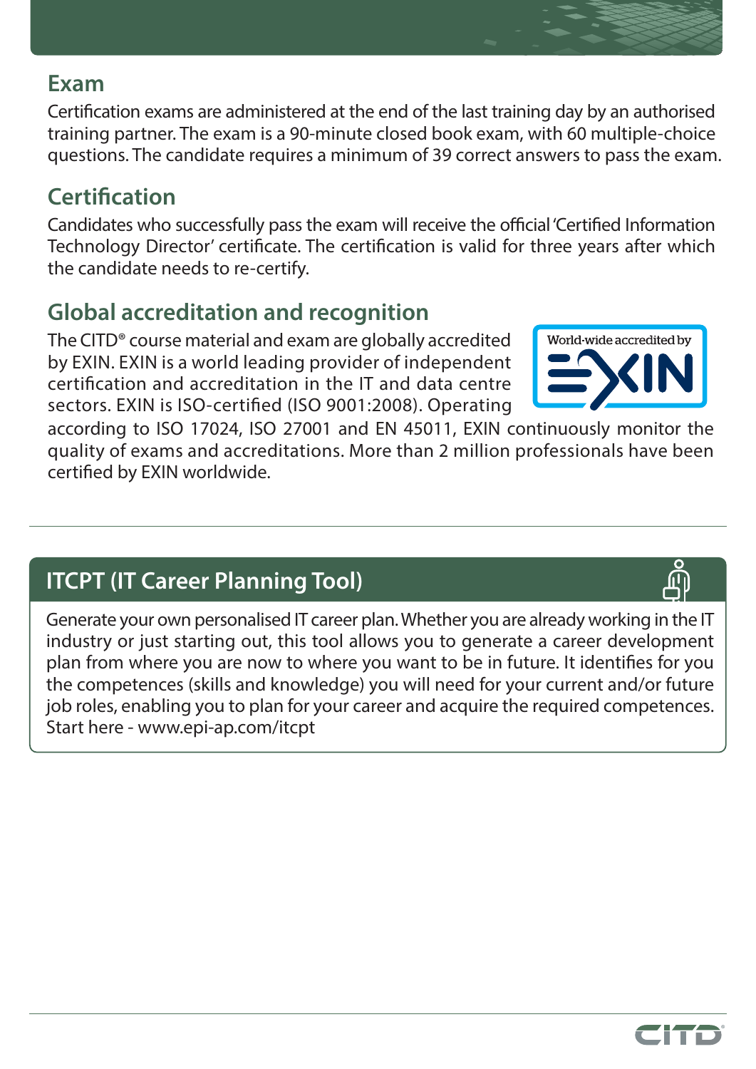## Exam

Certification exams are administered at the end of the last training day by an authorised training partner. The exam is a 90-minute closed book exam, with 60 multiple-choice questions. The candidate requires a minimum of 39 correct answers to pass the exam.

## Certification

Candidates who successfully pass the exam will receive the official 'Certified Information Technology Director' certificate. The certification is valid for three years after which the candidate needs to re-certify.

## Global accreditation and recognition

The CITD® course material and exam are globally accredited by EXIN. EXIN is a world leading provider of independent certification and accreditation in the IT and data centre sectors. EXIN is ISO-certified (ISO 9001:2008). Operating according to ISO 17024, ISO 27001 and EN 45011, EXIN continuously monitor the quality of exams and accreditations. More than 2 million professionals have been certified by EXIN worldwide.

World-wide accredited by EXIN

## ITCPT (IT Career Planning Tool)

Generate your own personalised IT career plan. Whether you are already working in the IT industry or just starting out, this tool allows you to generate a career development plan from where you are now to where you want to be in future. It identifies for you the competences (skills and knowledge) you will need for your current and/or future job roles, enabling you to plan for your career and acquire the required competences. Start here - www.epi-ap.com/itcpt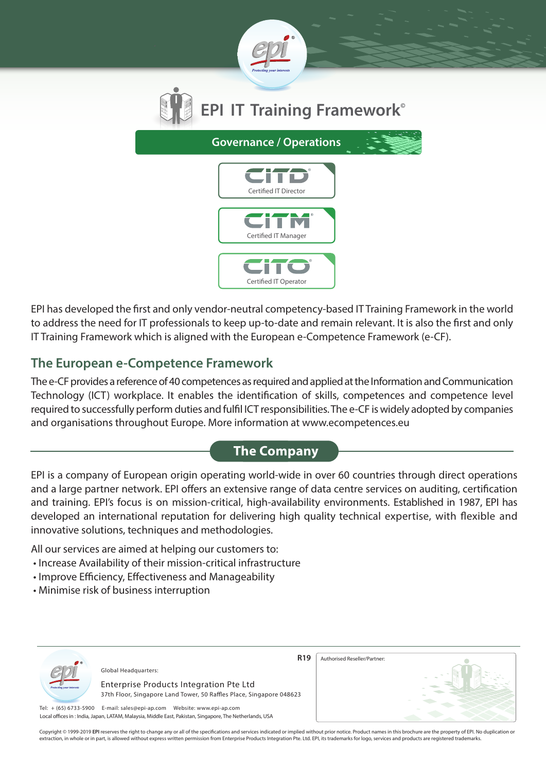# EPI IT Training Framework©

## Governance / Operations

CITD® Certified IT Director

CITM® Certified IT Manager

CITO® Certified IT Operator

EPI has developed the first and only vendor-neutral competency-based IT Training Framework in the world to address the need for IT professionals to keep up-to-date and remain relevant. It is also the first and only IT Training Framework which is aligned with the European e-Competence Framework (e-CF).

## The European e-Competence Framework

The e-CF provides a reference of 40 competences as required and applied at the Information and Communication Technology (ICT) workplace. It enables the identification of skills, competences and competence level required to successfully perform duties and fulfil ICT responsibilities. The e-CF is widely adopted by companies and organisations throughout Europe. More information at www.ecompetences.eu

## The Company

EPI is a company of European origin operating world-wide in over 60 countries through direct operations and a large partner network. EPI offers an extensive range of data centre services on auditing, certification and training. EPI's focus is on mission-critical, high-availability environments. Established in 1987, EPI has developed an international reputation for delivering high quality technical expertise, with flexible and innovative solutions, techniques and methodologies.

All our services are aimed at helping our customers to:

- Increase Availability of their mission-critical infrastructure
- Improve Efficiency, Effectiveness and Manageability
- Minimise risk of business interruption

Global Headquarters:

Enterprise Products Integration Pte Ltd
37th Floor, Singapore Land Tower, 50 Raffles Place, Singapore 048623

Tel: + (65) 6733-5900 E-mail: sales@epi-ap.com Website: www.epi-ap.com

Local offices in : India, Japan, LATAM, Malaysia, Middle East, Pakistan, Singapore, The Netherlands, USA

R19

Authorised Reseller/Partner:

Copyright © 1999-2019 **EPI** reserves the right to change any or all of the specifications and services indicated or implied without prior notice. Product names in this brochure are the property of EPI. No duplication or extraction, in whole or in part, is allowed without express written permission from Enterprise Products Integration Pte. Ltd. EPI, its trademarks for logo, services and products are registered trademarks.